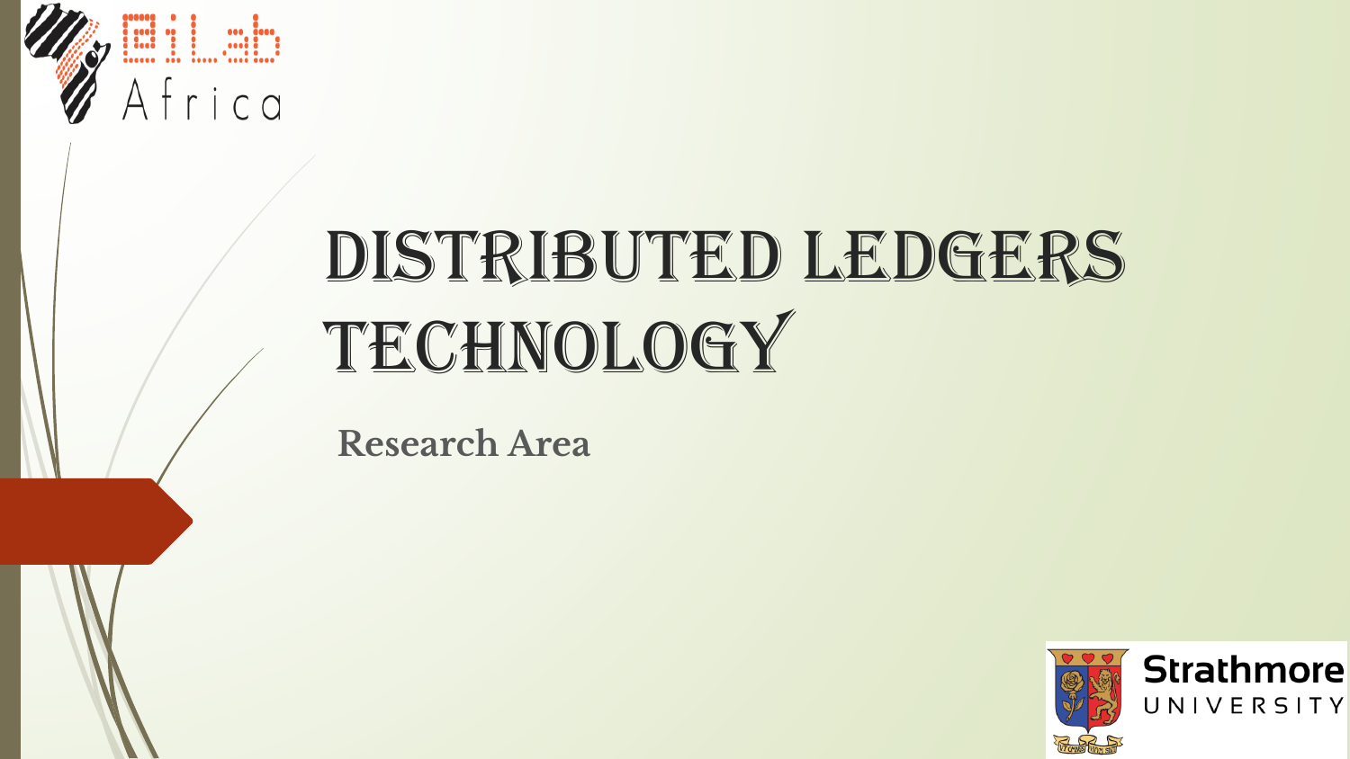# Distributed Ledgers Technology

**Research Area**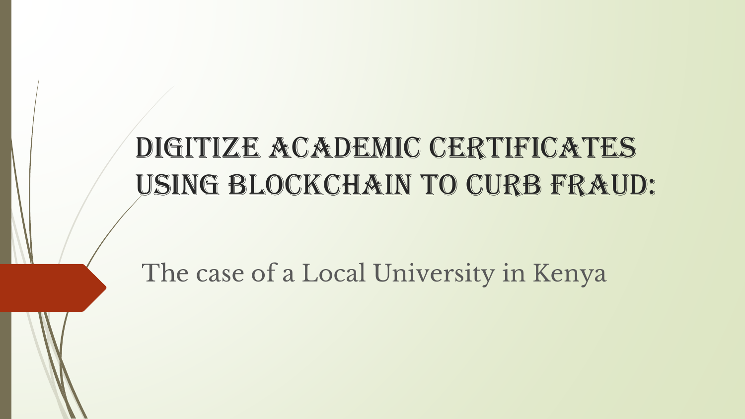# DIGITIZE ACADEMIC CERTIFICATES USING BLOCKCHAIN TO CURB FRAUD:

The case of a Local University in Kenya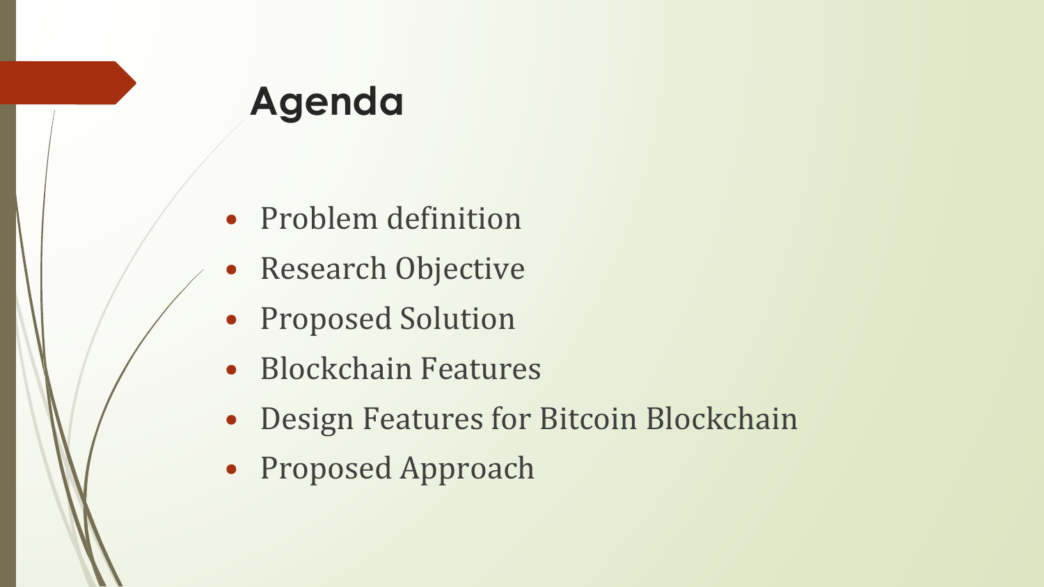# Agenda

- Problem definition
- Research Objective
- Proposed Solution
- Blockchain Features
- Design Features for Bitcoin Blockchain
- Proposed Approach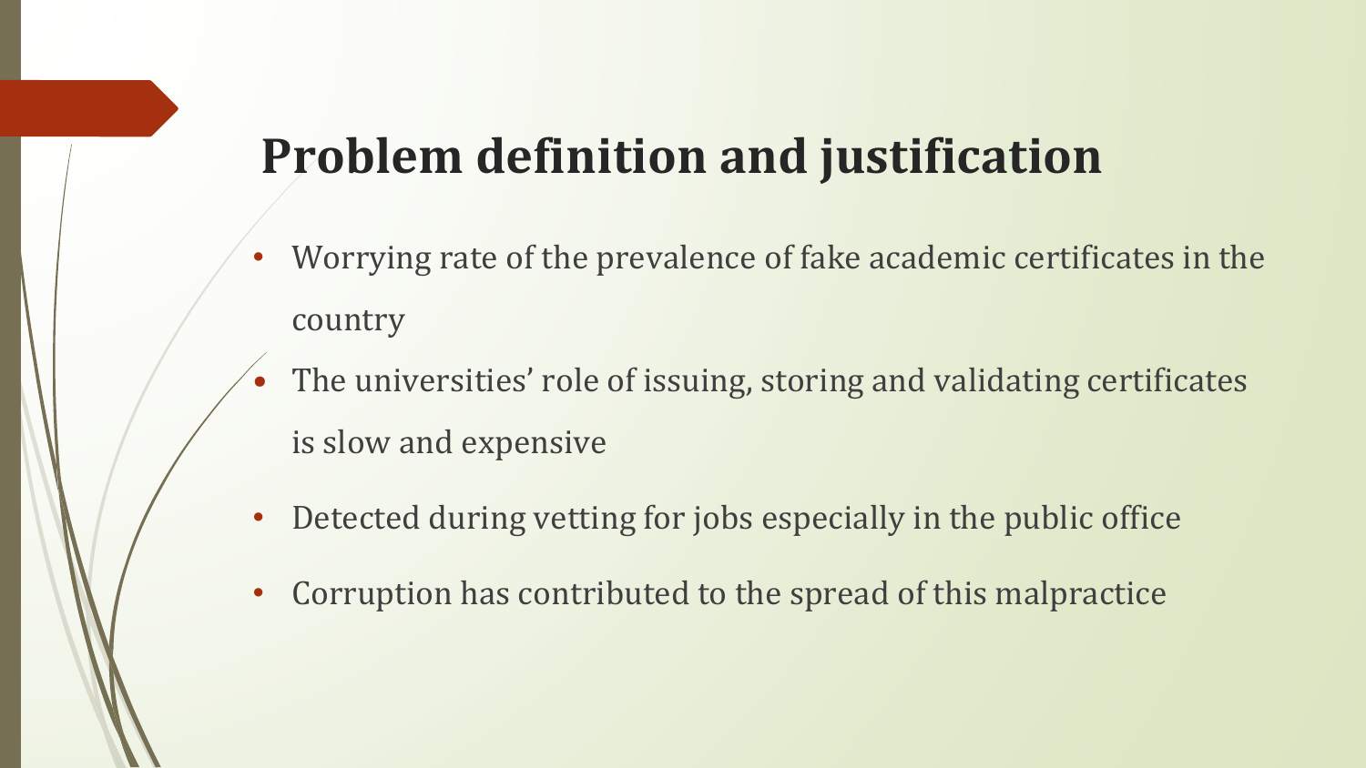# Problem definition and justification

- Worrying rate of the prevalence of fake academic certificates in the country
- The universities' role of issuing, storing and validating certificates is slow and expensive
- Detected during vetting for jobs especially in the public office
- Corruption has contributed to the spread of this malpractice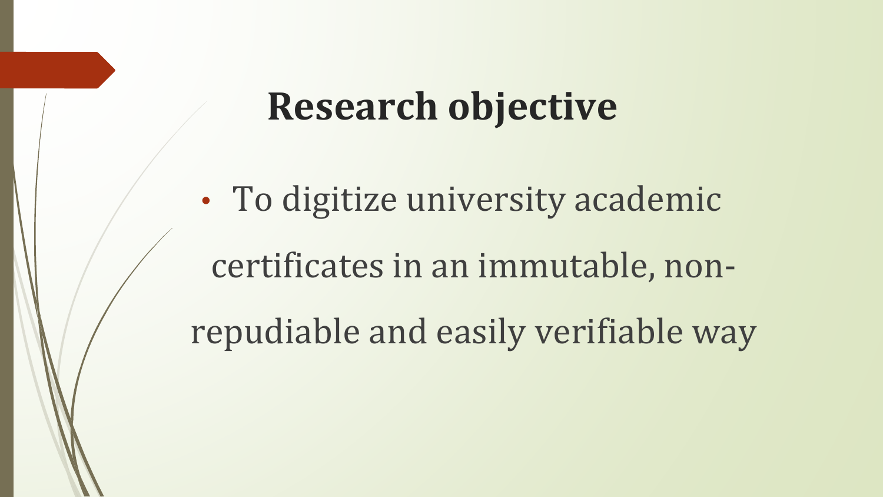# Research objective

- To digitize university academic certificates in an immutable, non-repudiable and easily verifiable way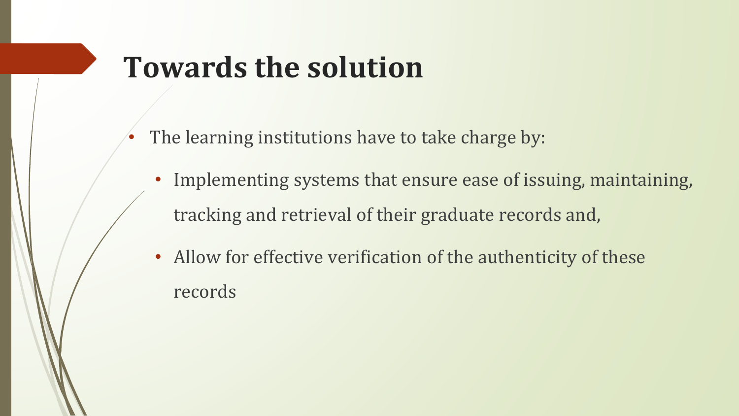# Towards the solution

- The learning institutions have to take charge by:
  - Implementing systems that ensure ease of issuing, maintaining, tracking and retrieval of their graduate records and,
  - Allow for effective verification of the authenticity of these records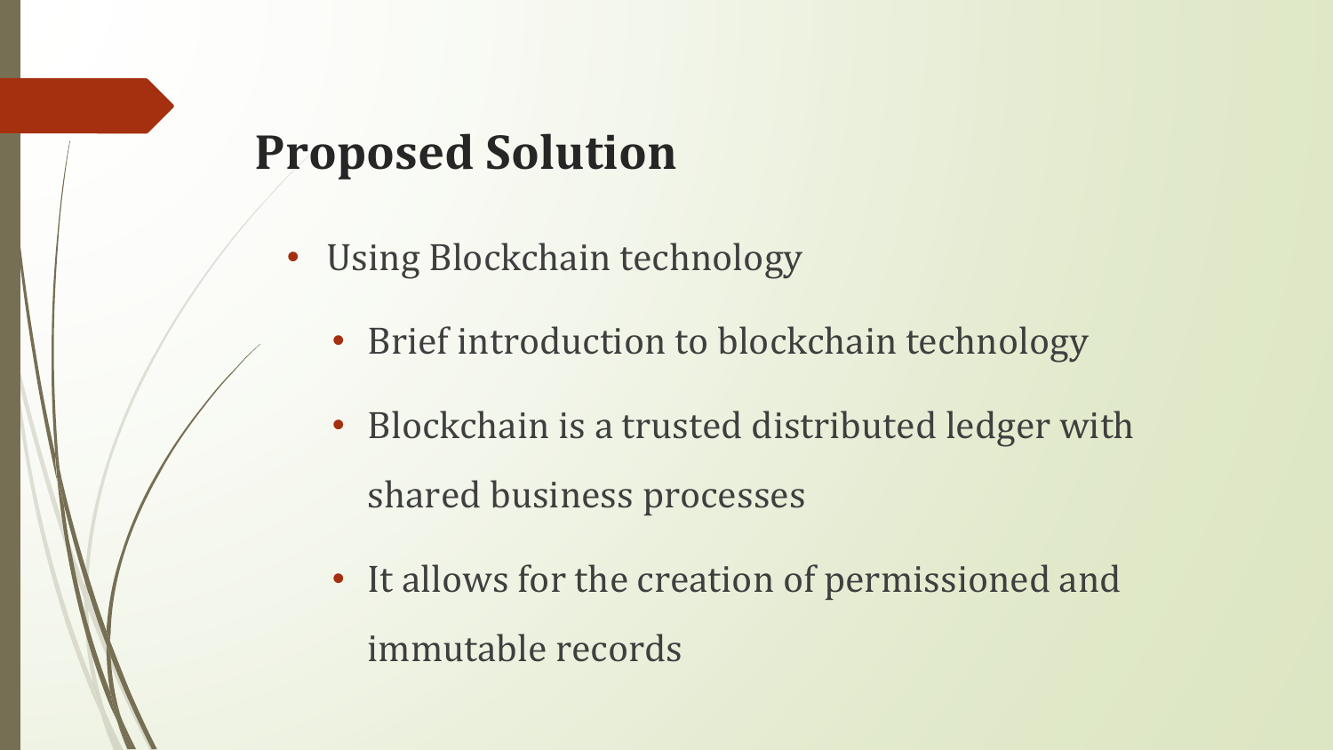# Proposed Solution

- Using Blockchain technology
  - Brief introduction to blockchain technology
  - Blockchain is a trusted distributed ledger with shared business processes
  - It allows for the creation of permissioned and immutable records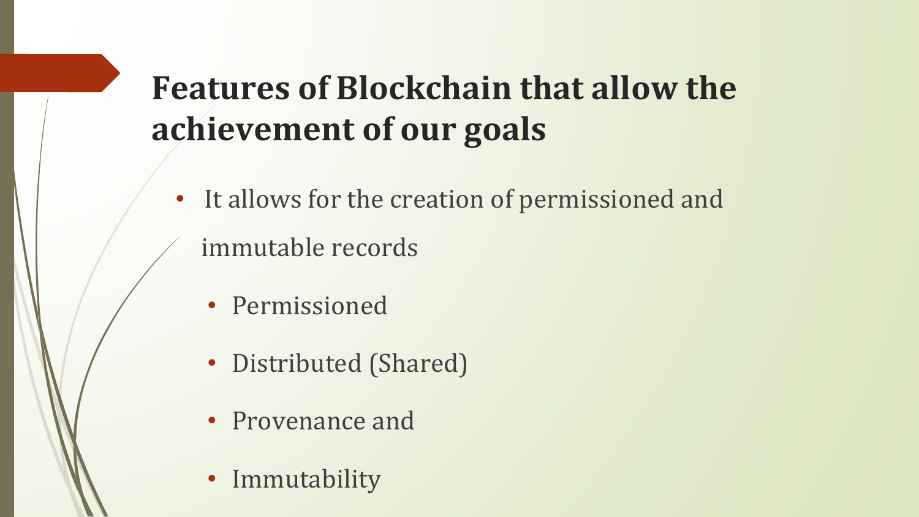# Features of Blockchain that allow the achievement of our goals

- It allows for the creation of permissioned and immutable records
  - Permissioned
  - Distributed (Shared)
  - Provenance and
  - Immutability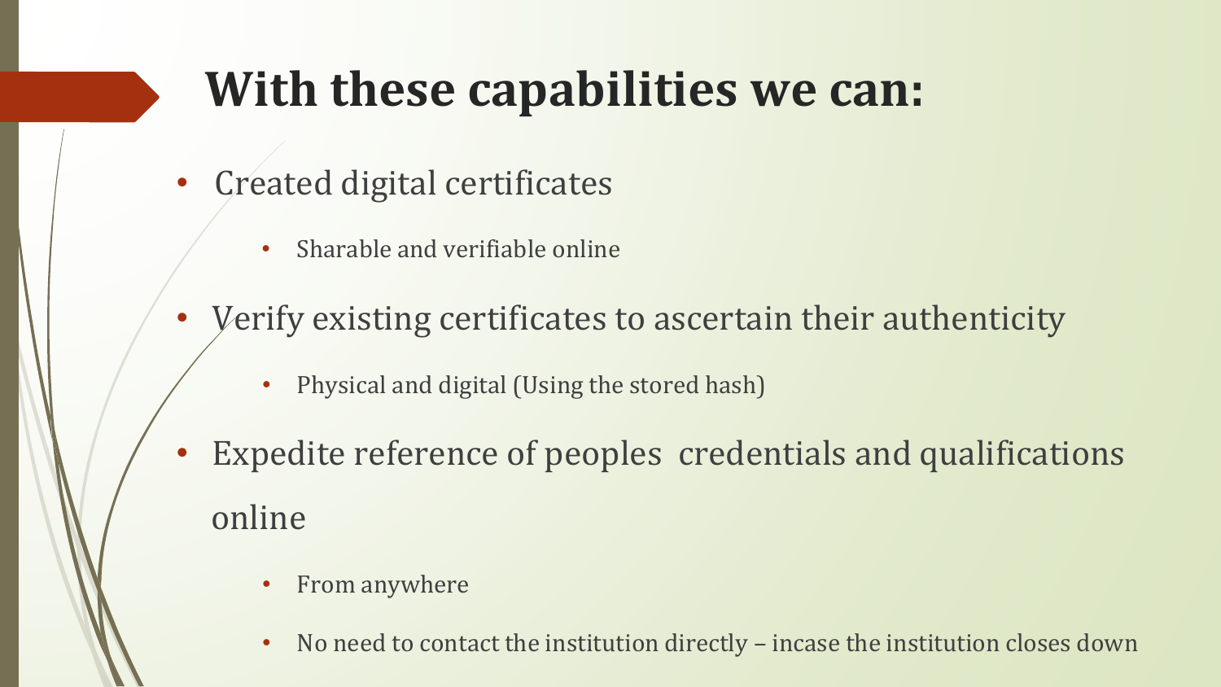# With these capabilities we can:

- Created digital certificates
  - Sharable and verifiable online
- Verify existing certificates to ascertain their authenticity
  - Physical and digital (Using the stored hash)
- Expedite reference of peoples credentials and qualifications online
  - From anywhere
  - No need to contact the institution directly – incase the institution closes down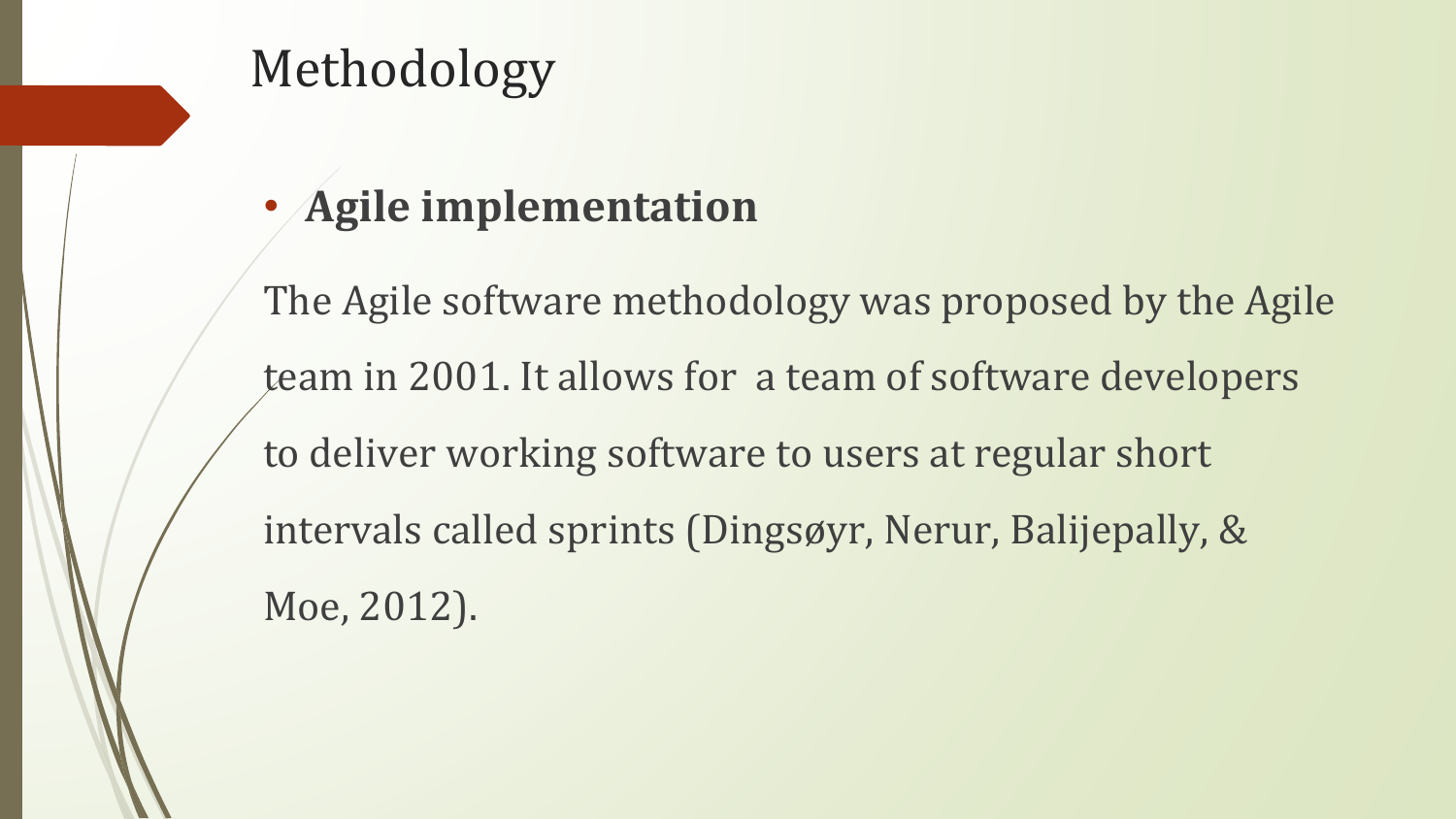# Methodology

- **Agile implementation**

The Agile software methodology was proposed by the Agile team in 2001. It allows for a team of software developers to deliver working software to users at regular short intervals called sprints (Dingsøyr, Nerur, Balijepally, & Moe, 2012).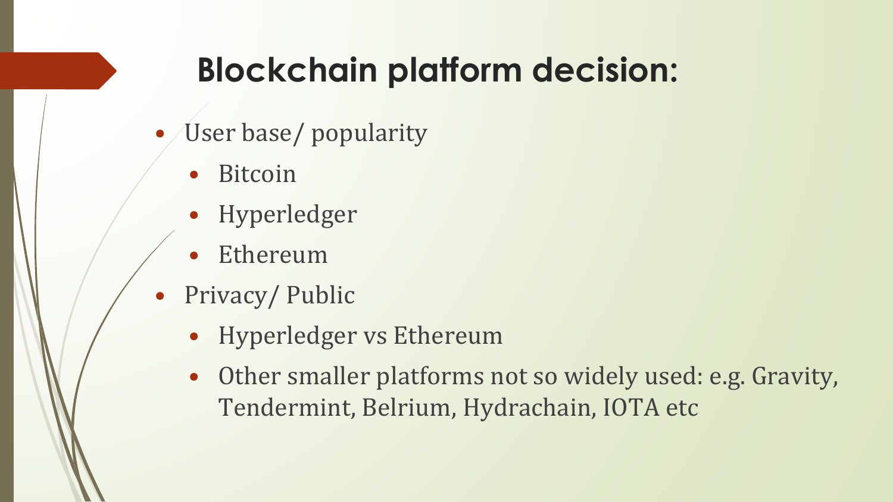# Blockchain platform decision:

- User base/ popularity
  - Bitcoin
  - Hyperledger
  - Ethereum
- Privacy/ Public
  - Hyperledger vs Ethereum
  - Other smaller platforms not so widely used: e.g. Gravity, Tendermint, Belrium, Hydrachain, IOTA etc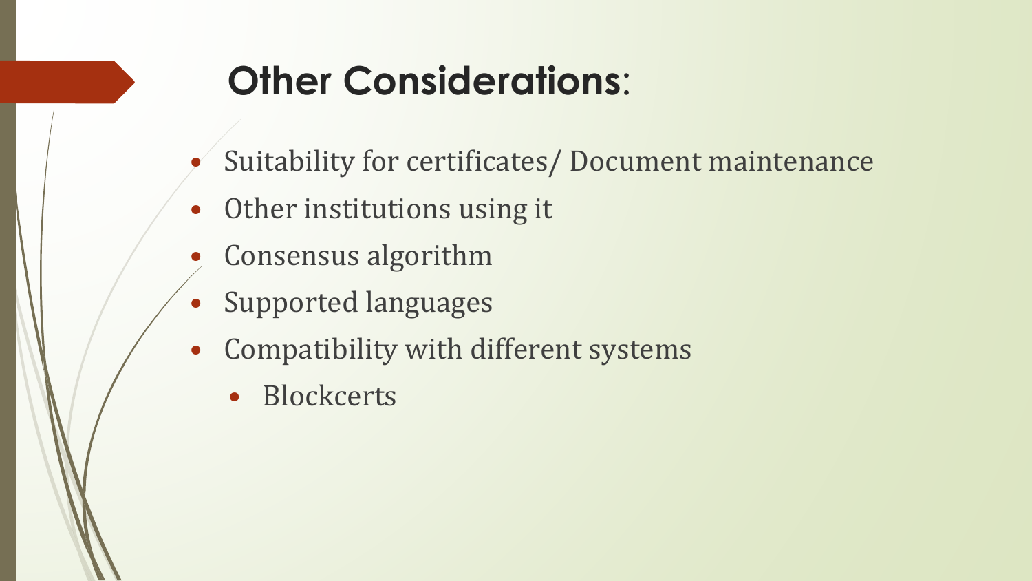# Other Considerations:

- Suitability for certificates/ Document maintenance
- Other institutions using it
- Consensus algorithm
- Supported languages
- Compatibility with different systems
  - Blockcerts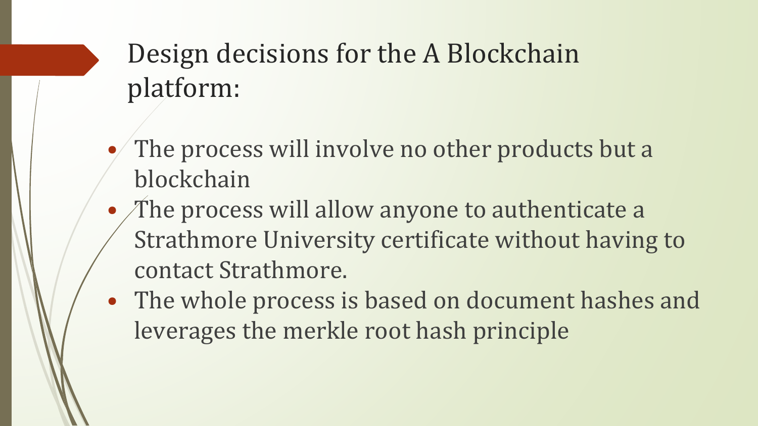# Design decisions for the A Blockchain platform:

- The process will involve no other products but a blockchain
- The process will allow anyone to authenticate a Strathmore University certificate without having to contact Strathmore.
- The whole process is based on document hashes and leverages the merkle root hash principle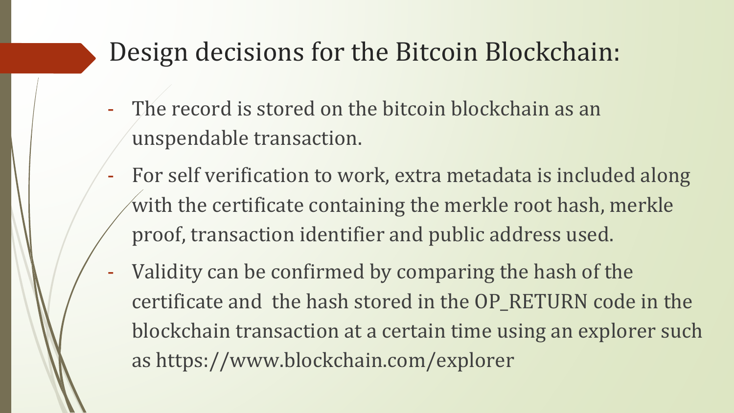# Design decisions for the Bitcoin Blockchain:

- The record is stored on the bitcoin blockchain as an unspendable transaction.
- For self verification to work, extra metadata is included along with the certificate containing the merkle root hash, merkle proof, transaction identifier and public address used.
- Validity can be confirmed by comparing the hash of the certificate and the hash stored in the OP_RETURN code in the blockchain transaction at a certain time using an explorer such as https://www.blockchain.com/explorer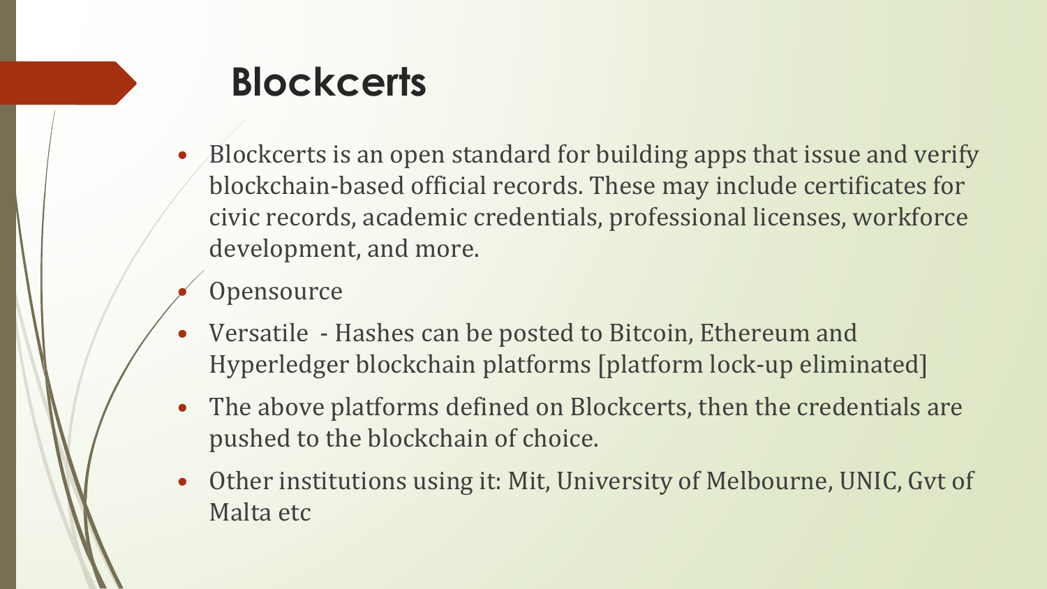# Blockcerts

- Blockcerts is an open standard for building apps that issue and verify blockchain-based official records. These may include certificates for civic records, academic credentials, professional licenses, workforce development, and more.
- Opensource
- Versatile - Hashes can be posted to Bitcoin, Ethereum and Hyperledger blockchain platforms [platform lock-up eliminated]
- The above platforms defined on Blockcerts, then the credentials are pushed to the blockchain of choice.
- Other institutions using it: Mit, University of Melbourne, UNIC, Gvt of Malta etc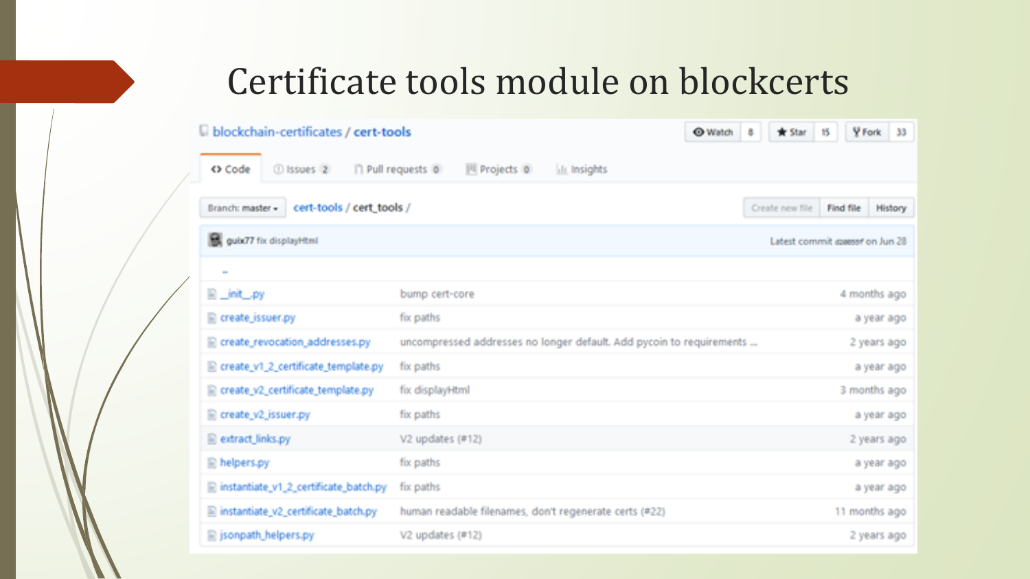# Certificate tools module on blockcerts

blockchain-certificates / cert-tools

Watch 8 | Star 15 | Fork 33

Code | Issues 2 | Pull requests 0 | Projects 0 | Insights

Branch: master | cert-tools / cert_tools /

Create new file | Find file | History

guix77 fix displayHtml — Latest commit d2e85ef on Jun 28

| File | Commit message | Age |
| --- | --- | --- |
| .. | | |
| __init__.py | bump cert-core | 4 months ago |
| create_issuer.py | fix paths | a year ago |
| create_revocation_addresses.py | uncompressed addresses no longer default. Add pycoin to requirements ... | 2 years ago |
| create_v1_2_certificate_template.py | fix paths | a year ago |
| create_v2_certificate_template.py | fix displayHtml | 3 months ago |
| create_v2_issuer.py | fix paths | a year ago |
| extract_links.py | V2 updates (#12) | 2 years ago |
| helpers.py | fix paths | a year ago |
| instantiate_v1_2_certificate_batch.py | fix paths | a year ago |
| instantiate_v2_certificate_batch.py | human readable filenames, don't regenerate certs (#22) | 11 months ago |
| jsonpath_helpers.py | V2 updates (#12) | 2 years ago |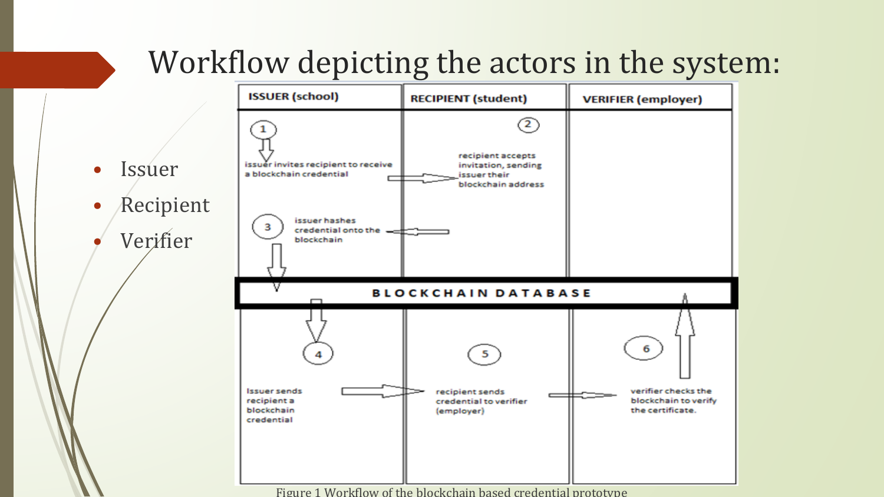# Workflow depicting the actors in the system:

- Issuer
- Recipient
- Verifier

| ISSUER (school) | RECIPIENT (student) | VERIFIER (employer) |
| --- | --- | --- |
| 1 issuer invites recipient to receive a blockchain credential | 2 recipient accepts invitation, sending issuer their blockchain address | |
| 3 issuer hashes credential onto the blockchain | | |

**BLOCKCHAIN DATABASE**

| ISSUER (school) | RECIPIENT (student) | VERIFIER (employer) |
| --- | --- | --- |
| 4 Issuer sends recipient a blockchain credential | 5 recipient sends credential to verifier (employer) | 6 verifier checks the blockchain to verify the certificate. |

Figure 1 Workflow of the blockchain based credential prototype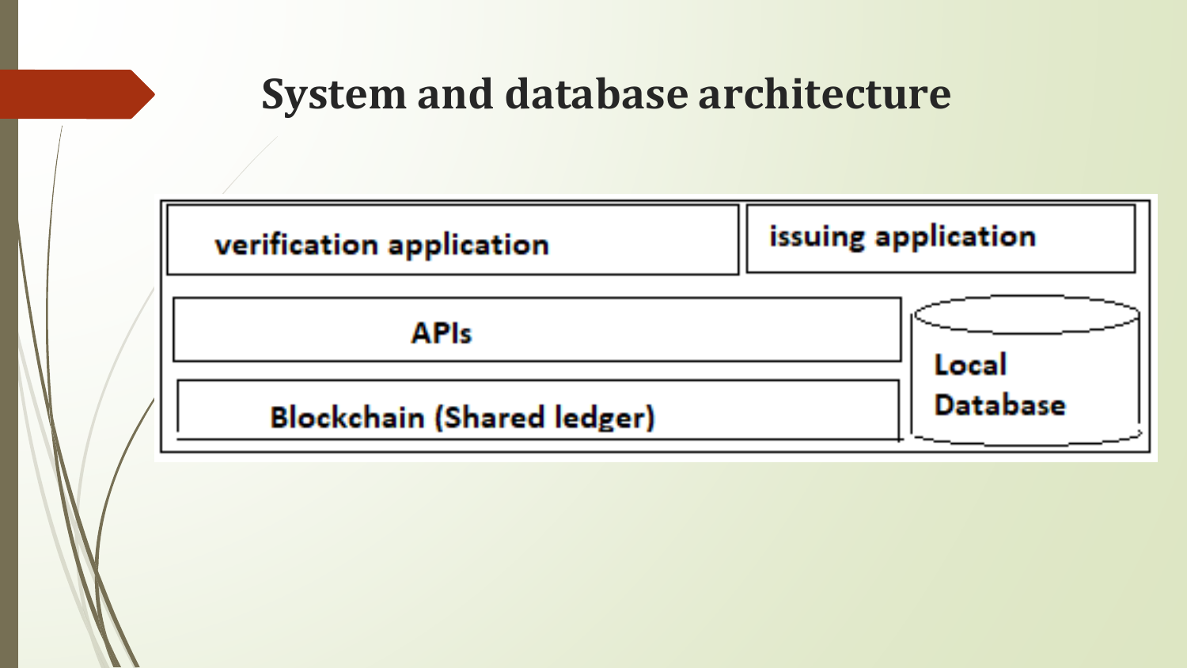# System and database architecture

| verification application | issuing application |
| --- | --- |
| APIs | Local Database |
| Blockchain (Shared ledger) | |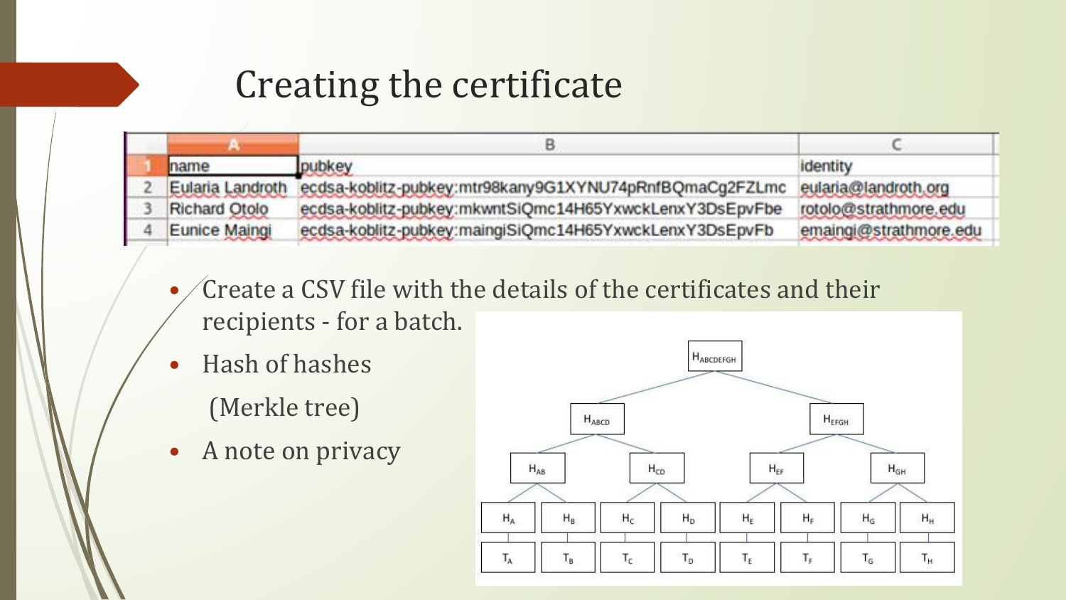# Creating the certificate

| | A | B | C |
|---|---|---|---|
| 1 | name | pubkey | identity |
| 2 | Eularia Landroth | ecdsa-koblitz-pubkey:mtr98kany9G1XYNU74pRnfBQmaCg2FZLmc | eularia@landroth.org |
| 3 | Richard Otolo | ecdsa-koblitz-pubkey:mkwntSiQmc14H65YxwckLenxY3DsEpvFbe | rotolo@strathmore.edu |
| 4 | Eunice Maingi | ecdsa-koblitz-pubkey:maingiSiQmc14H65YxwckLenxY3DsEpvFb | emaingi@strathmore.edu |

- Create a CSV file with the details of the certificates and their recipients - for a batch.
- Hash of hashes (Merkle tree)
- A note on privacy

$H_{ABCDEFGH}$

$H_{ABCD}$ $H_{EFGH}$

$H_{AB}$ $H_{CD}$ $H_{EF}$ $H_{GH}$

$H_A$ $H_B$ $H_C$ $H_D$ $H_E$ $H_F$ $H_G$ $H_H$

$T_A$ $T_B$ $T_C$ $T_D$ $T_E$ $T_F$ $T_G$ $T_H$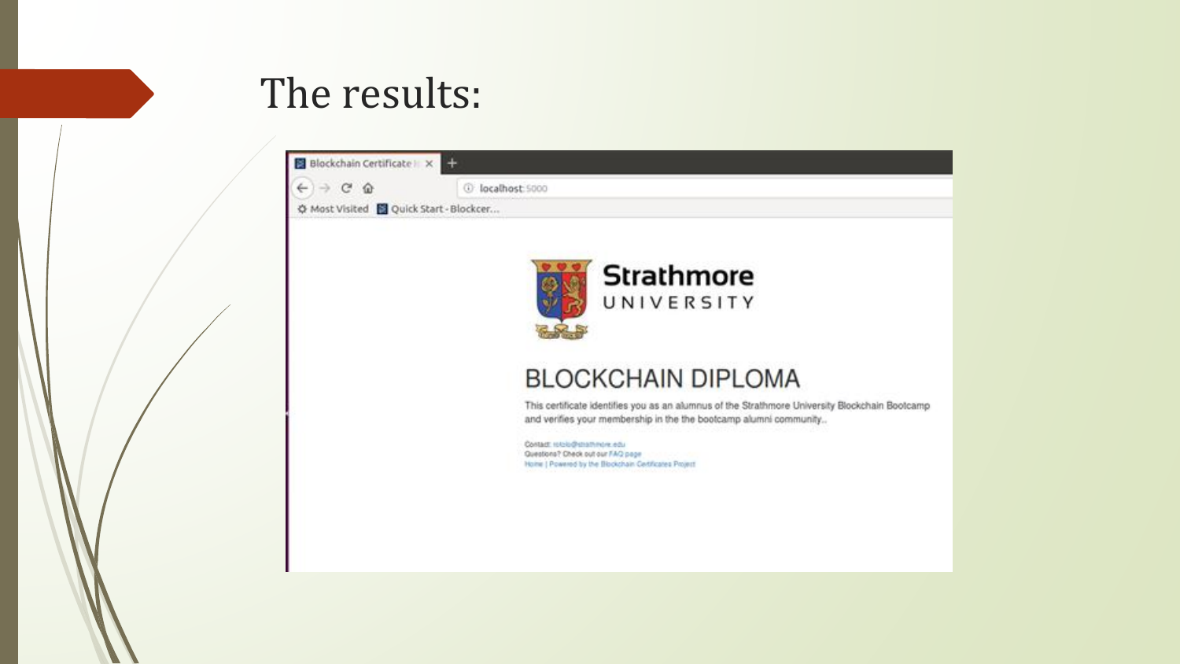# The results:

Blockchain Certificate

localhost:5000

Most Visited | Quick Start - Blockcer...

Strathmore UNIVERSITY

## BLOCKCHAIN DIPLOMA

This certificate identifies you as an alumnus of the Strathmore University Blockchain Bootcamp and verifies your membership in the the bootcamp alumni community..

Contact: rotolo@strathmore.edu
Questions? Check out our FAQ page
Home | Powered by the Blockchain Certificates Project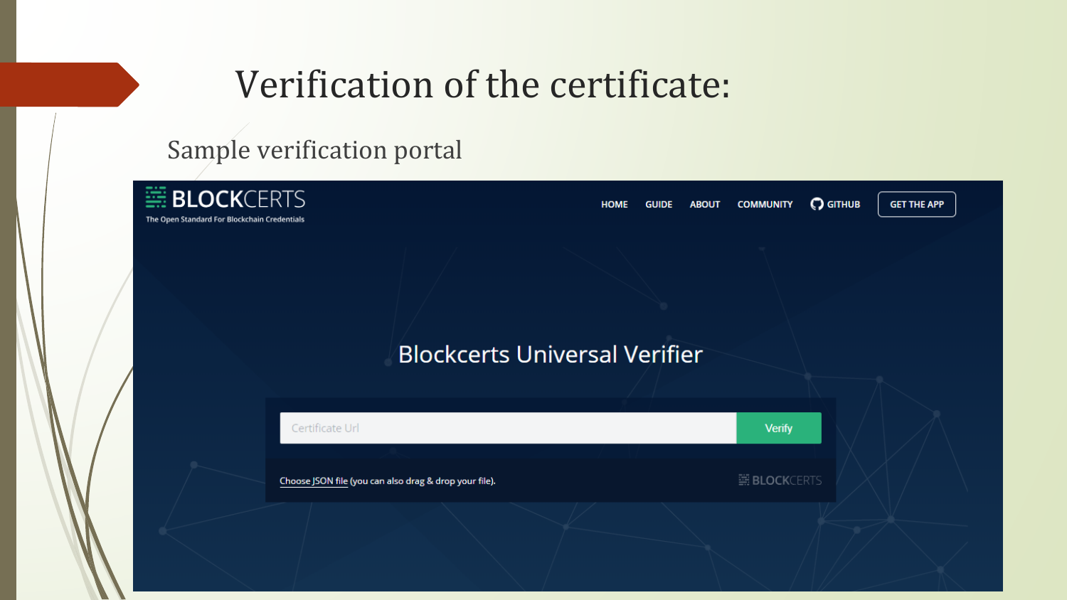# Verification of the certificate:

Sample verification portal

BLOCKCERTS
The Open Standard For Blockchain Credentials

HOME GUIDE ABOUT COMMUNITY GITHUB GET THE APP

Blockcerts Universal Verifier

Certificate Url | Verify

Choose JSON file (you can also drag & drop your file).

BLOCKCERTS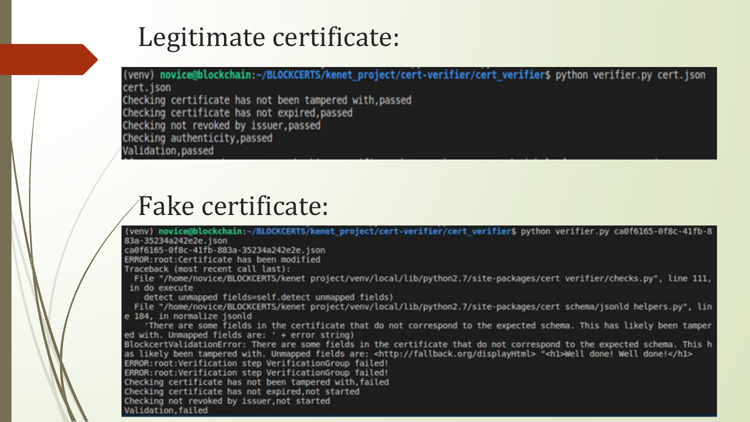## Legitimate certificate:

```
(venv) novice@blockchain:~/BLOCKCERTS/kenet_project/cert-verifier/cert_verifier$ python verifier.py cert.json
cert.json
Checking certificate has not been tampered with,passed
Checking certificate has not expired,passed
Checking not revoked by issuer,passed
Checking authenticity,passed
Validation,passed
```

## Fake certificate:

```
(venv) novice@blockchain:~/BLOCKCERTS/kenet_project/cert-verifier/cert_verifier$ python verifier.py ca0f6165-0f8c-41fb-8
83a-35234a242e2e.json
ca0f6165-0f8c-41fb-883a-35234a242e2e.json
ERROR:root:Certificate has been modified
Traceback (most recent call last):
  File "/home/novice/BLOCKCERTS/kenet project/venv/local/lib/python2.7/site-packages/cert verifier/checks.py", line 111,
 in do execute
    detect unmapped fields=self.detect unmapped fields)
  File "/home/novice/BLOCKCERTS/kenet project/venv/local/lib/python2.7/site-packages/cert schema/jsonld helpers.py", lin
e 184, in normalize jsonld
    'There are some fields in the certificate that do not correspond to the expected schema. This has likely been tamper
ed with. Unmapped fields are: ' + error string)
BlockcertValidationError: There are some fields in the certificate that do not correspond to the expected schema. This h
as likely been tampered with. Unmapped fields are: <http://fallback.org/displayHtml> "<h1>Well done! Well done!</h1>
ERROR:root:Verification step VerificationGroup failed!
ERROR:root:Verification step VerificationGroup failed!
Checking certificate has not been tampered with,failed
Checking certificate has not expired,not started
Checking not revoked by issuer,not started
Validation,failed
```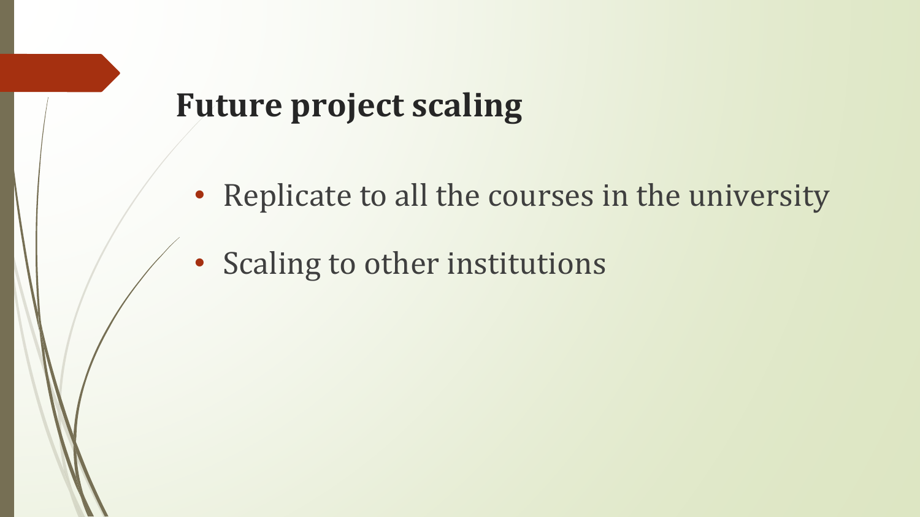# Future project scaling

- Replicate to all the courses in the university
- Scaling to other institutions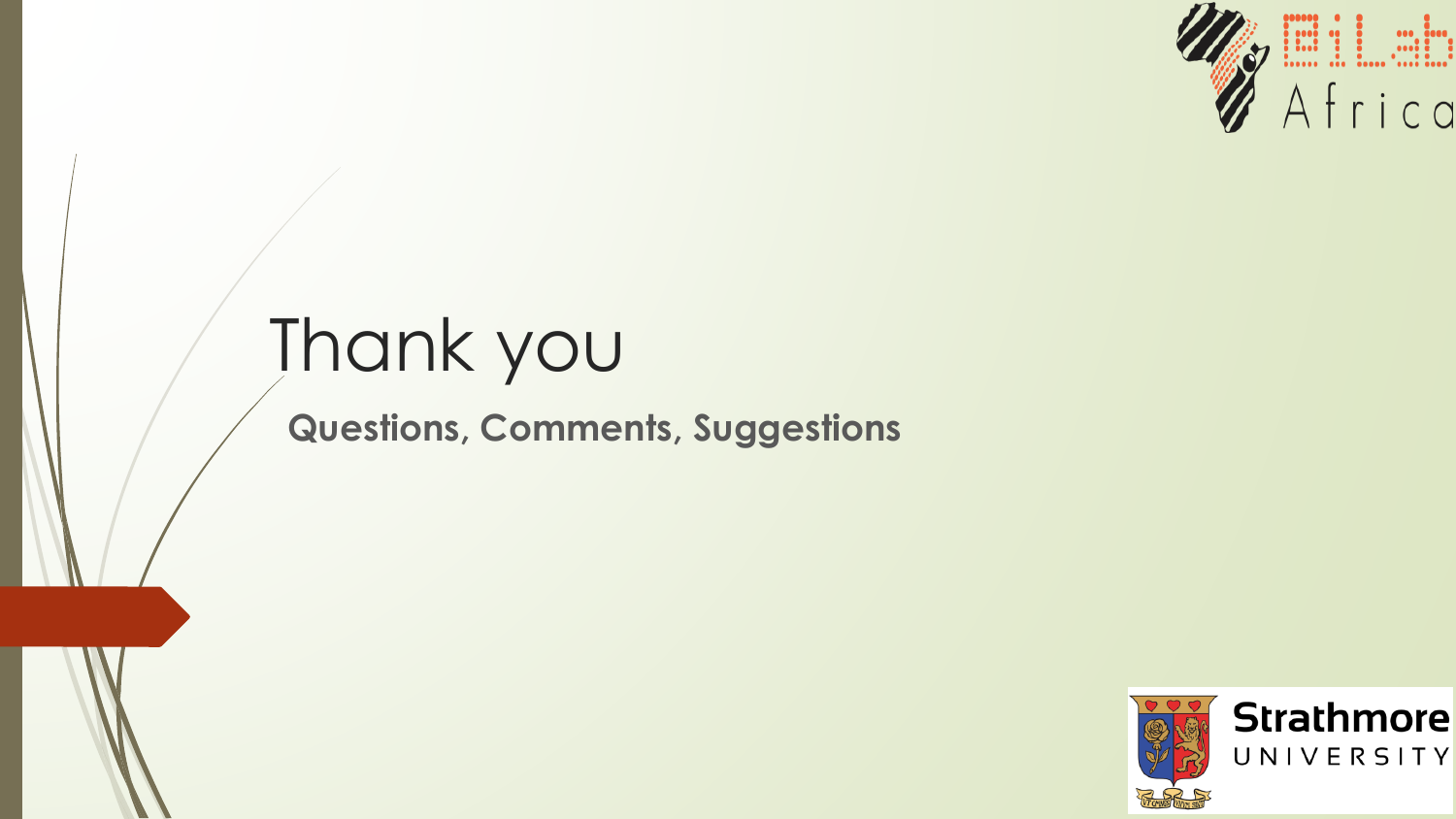# Thank you

**Questions, Comments, Suggestions**